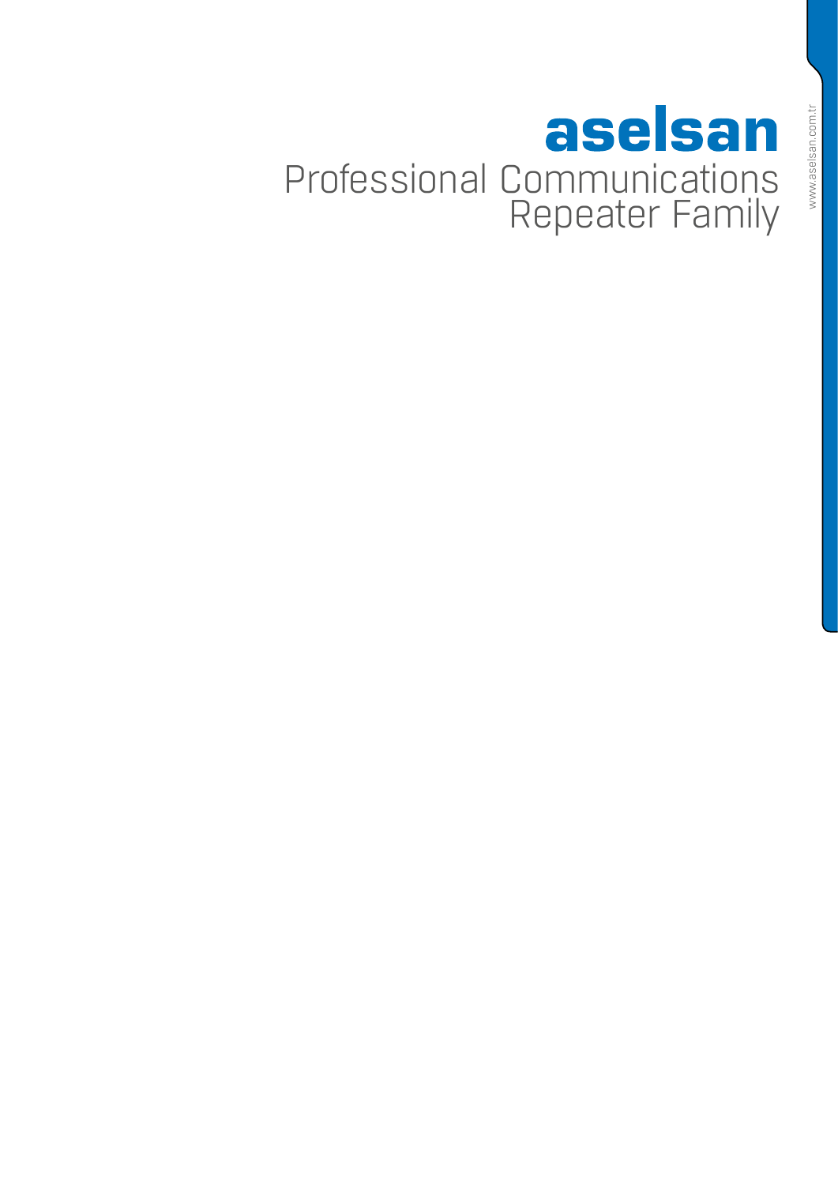# aselsan

## Professional Communications Repeater Family

www.aselsan.com.tr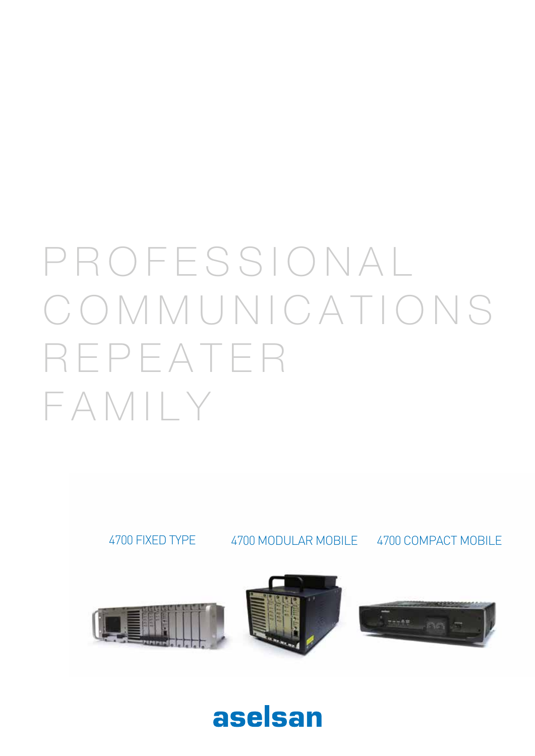# PROFESSIONAL COMMUNICATIONS REPEATER FAMILY

4700 FIXED TYPE

4700 MODULAR MOBILE

4700 COMPACT MOBILE

aselsan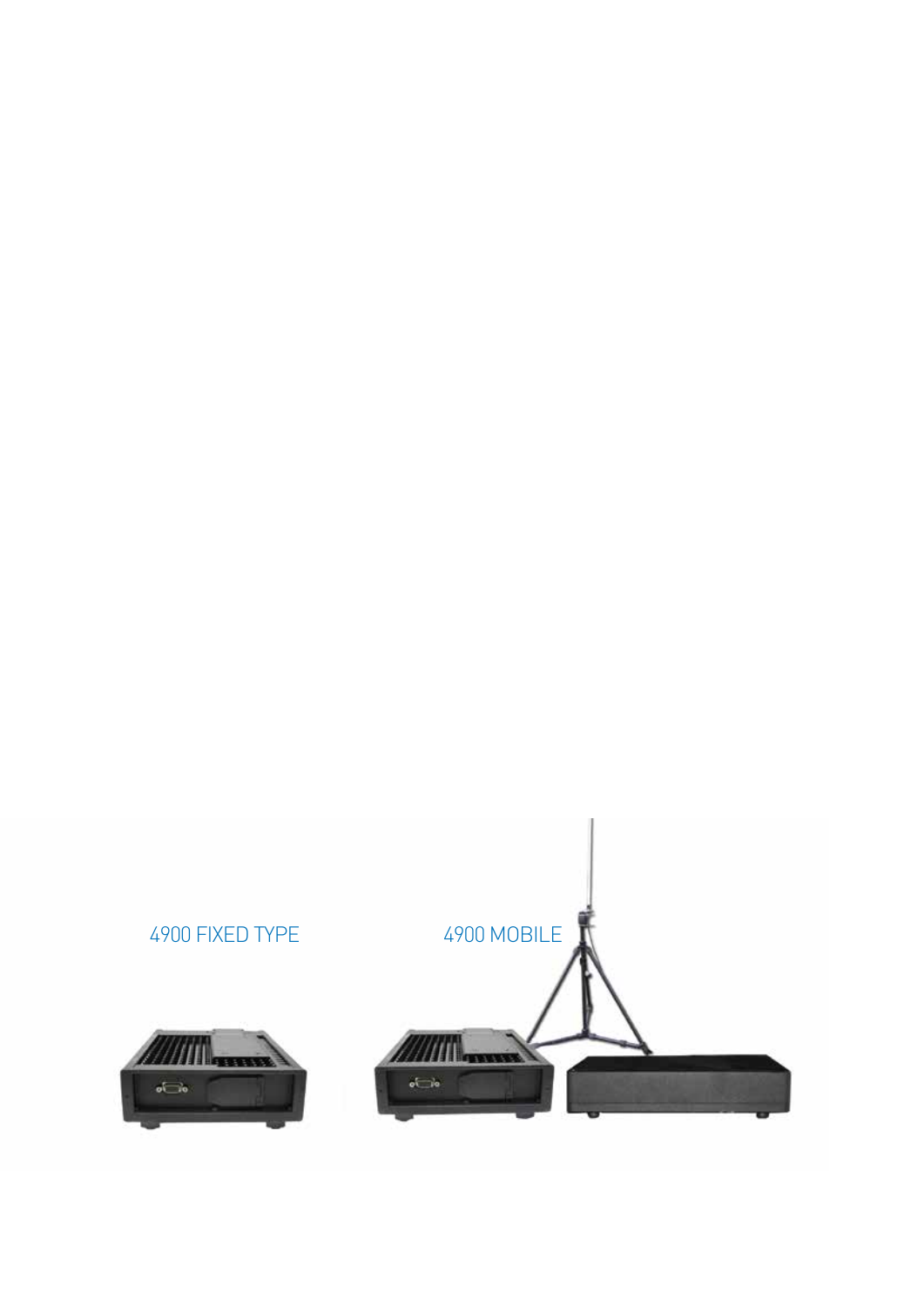4900 FIXED TYPE

4900 MOBILE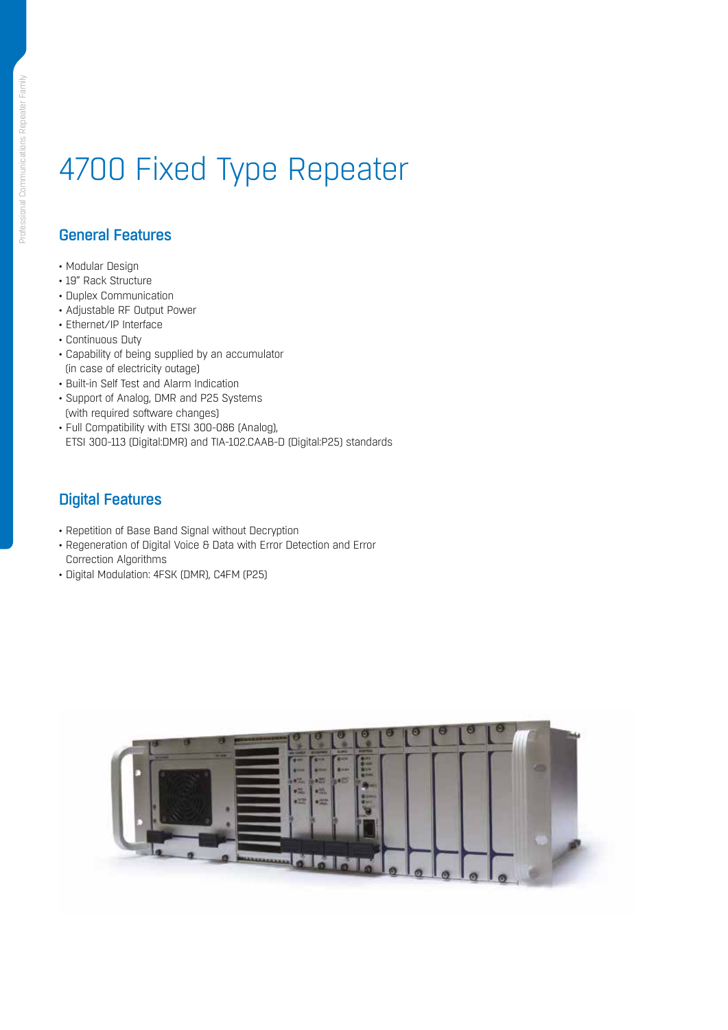# 4700 Fixed Type Repeater

## General Features

- Modular Design
- 19" Rack Structure
- Duplex Communication
- Adjustable RF Output Power
- Ethernet/IP Interface
- Continuous Duty
- Capability of being supplied by an accumulator (in case of electricity outage)
- Built-in Self Test and Alarm Indication
- Support of Analog, DMR and P25 Systems (with required software changes)
- Full Compatibility with ETSI 300-086 (Analog), ETSI 300-113 (Digital:DMR) and TIA-102.CAAB-D (Digital:P25) standards

## Digital Features

- Repetition of Base Band Signal without Decryption
- Regeneration of Digital Voice & Data with Error Detection and Error Correction Algorithms
- Digital Modulation: 4FSK (DMR), C4FM (P25)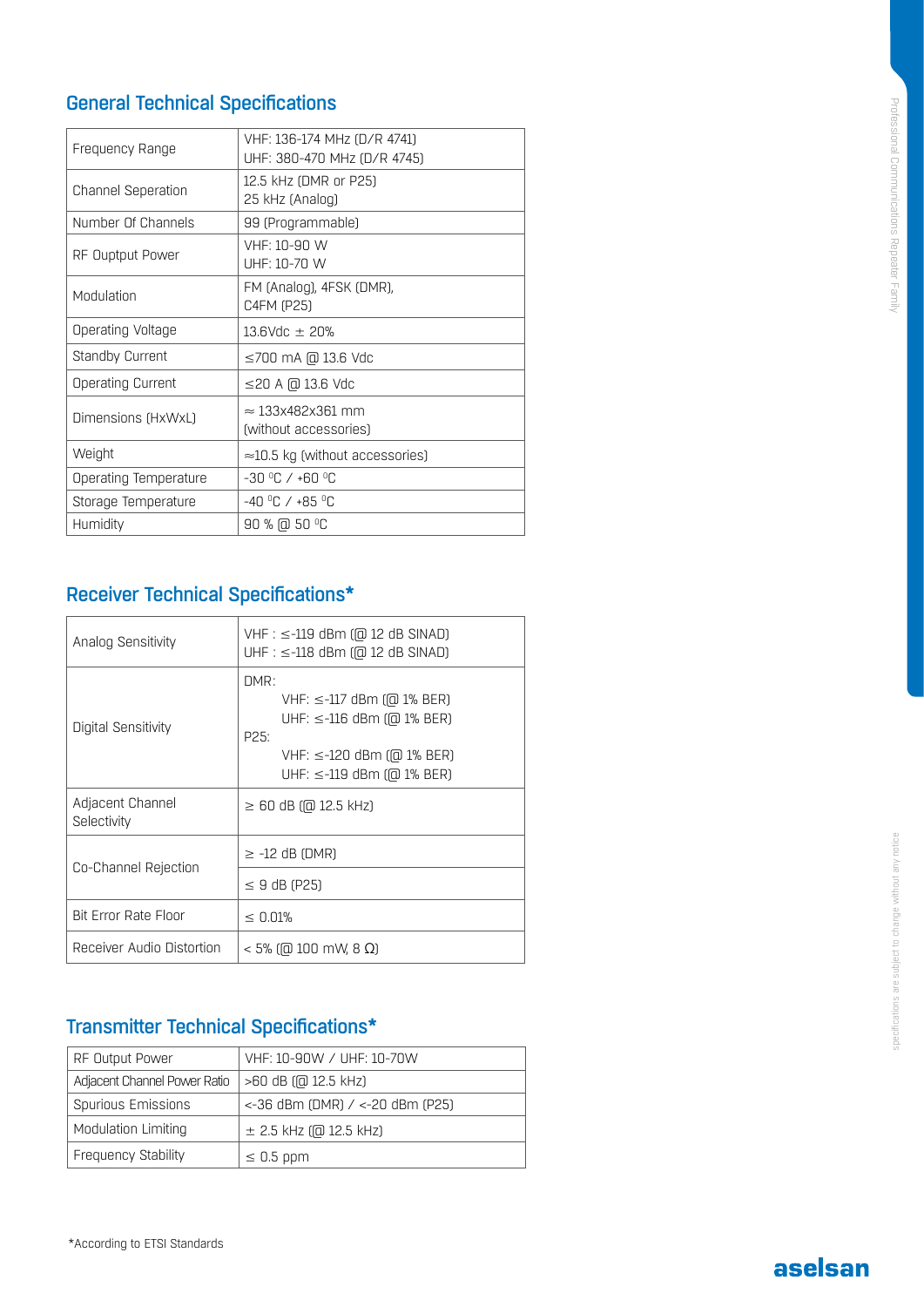## General Technical Specifications

| | |
|---|---|
| Frequency Range | VHF: 136-174 MHz (D/R 4741)<br>UHF: 380-470 MHz (D/R 4745) |
| Channel Seperation | 12.5 kHz (DMR or P25)<br>25 kHz (Analog) |
| Number Of Channels | 99 (Programmable) |
| RF Ouptput Power | VHF: 10-90 W<br>UHF: 10-70 W |
| Modulation | FM (Analog), 4FSK (DMR),<br>C4FM (P25) |
| Operating Voltage | 13.6Vdc ± 20% |
| Standby Current | ≤700 mA @ 13.6 Vdc |
| Operating Current | ≤20 A @ 13.6 Vdc |
| Dimensions (HxWxL) | ≈ 133x482x361 mm<br>(without accessories) |
| Weight | ≈10.5 kg (without accessories) |
| Operating Temperature | -30 °C / +60 °C |
| Storage Temperature | -40 °C / +85 °C |
| Humidity | 90 % @ 50 °C |

## Receiver Technical Specifications*

| | |
|---|---|
| Analog Sensitivity | VHF : ≤-119 dBm (@ 12 dB SINAD)<br>UHF : ≤-118 dBm (@ 12 dB SINAD) |
| Digital Sensitivity | DMR:<br>VHF: ≤-117 dBm (@ 1% BER)<br>UHF: ≤-116 dBm (@ 1% BER)<br>P25:<br>VHF: ≤-120 dBm (@ 1% BER)<br>UHF: ≤-119 dBm (@ 1% BER) |
| Adjacent Channel Selectivity | ≥ 60 dB (@ 12.5 kHz) |
| Co-Channel Rejection | ≥ -12 dB (DMR)<br>≤ 9 dB (P25) |
| Bit Error Rate Floor | ≤ 0.01% |
| Receiver Audio Distortion | < 5% (@ 100 mW, 8 Ω) |

## Transmitter Technical Specifications*

| | |
|---|---|
| RF Output Power | VHF: 10-90W / UHF: 10-70W |
| Adjacent Channel Power Ratio | >60 dB (@ 12.5 kHz) |
| Spurious Emissions | <-36 dBm (DMR) / <-20 dBm (P25) |
| Modulation Limiting | ± 2.5 kHz (@ 12.5 kHz) |
| Frequency Stability | ≤ 0.5 ppm |

*According to ETSI Standards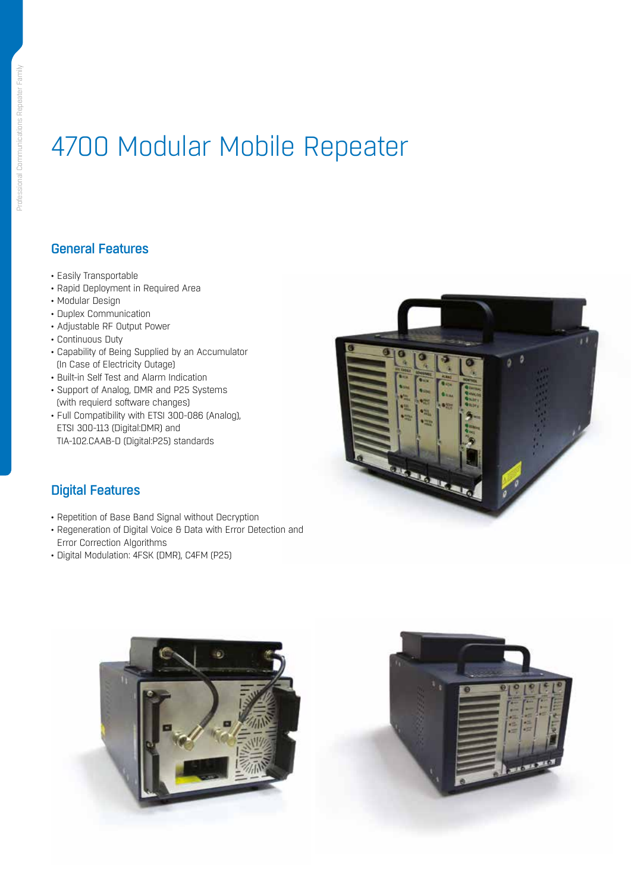# 4700 Modular Mobile Repeater

## General Features

- Easily Transportable
- Rapid Deployment in Required Area
- Modular Design
- Duplex Communication
- Adjustable RF Output Power
- Continuous Duty
- Capability of Being Supplied by an Accumulator (In Case of Electricity Outage)
- Built-in Self Test and Alarm Indication
- Support of Analog, DMR and P25 Systems (with requierd software changes)
- Full Compatibility with ETSI 300-086 (Analog), ETSI 300-113 (Digital:DMR) and TIA-102.CAAB-D (Digital:P25) standards

## Digital Features

- Repetition of Base Band Signal without Decryption
- Regeneration of Digital Voice & Data with Error Detection and Error Correction Algorithms
- Digital Modulation: 4FSK (DMR), C4FM (P25)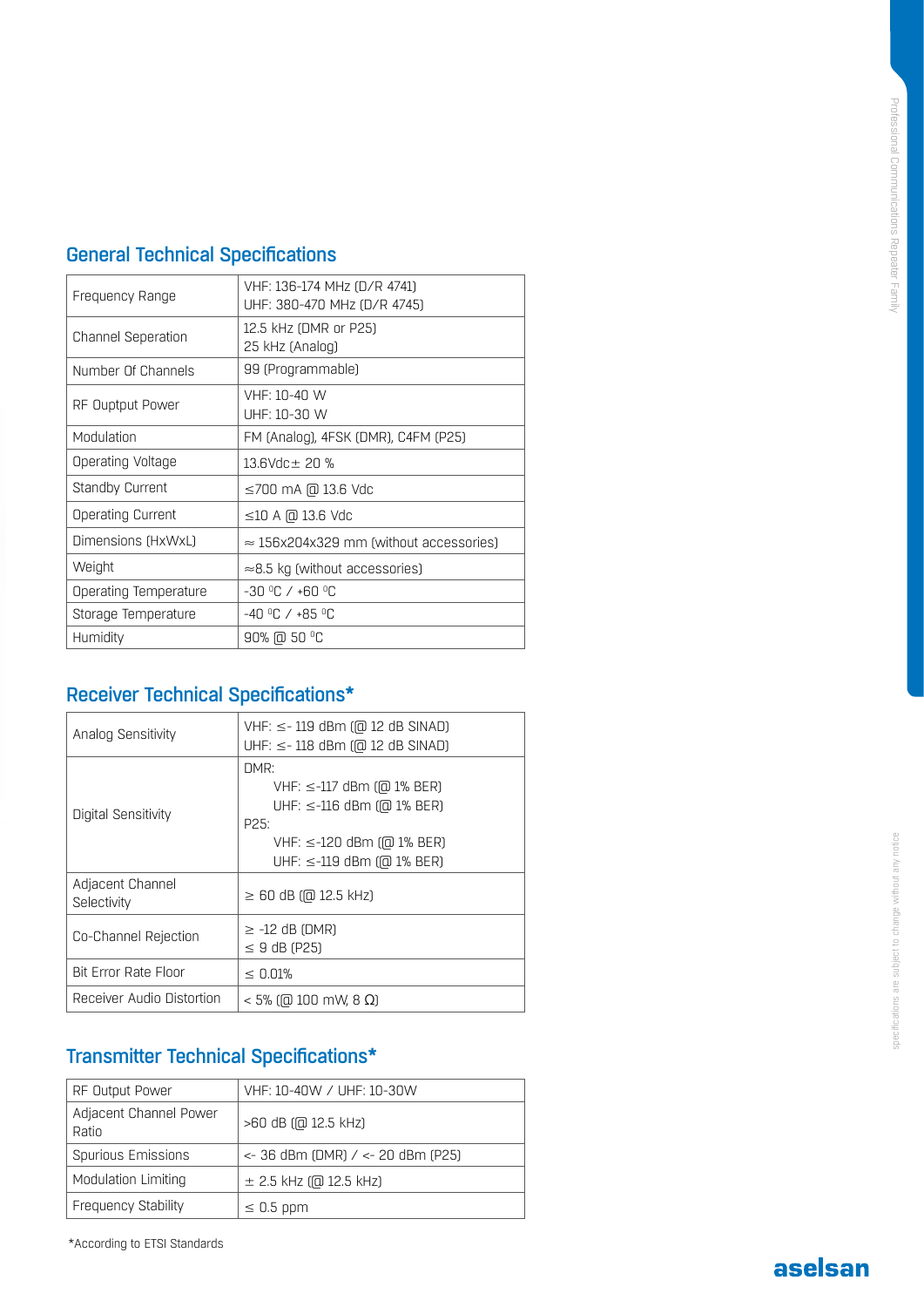## General Technical Specifications

| | |
|---|---|
| Frequency Range | VHF: 136-174 MHz (D/R 4741)<br>UHF: 380-470 MHz (D/R 4745) |
| Channel Seperation | 12.5 kHz (DMR or P25)<br>25 kHz (Analog) |
| Number Of Channels | 99 (Programmable) |
| RF Ouptput Power | VHF: 10-40 W<br>UHF: 10-30 W |
| Modulation | FM (Analog), 4FSK (DMR), C4FM (P25) |
| Operating Voltage | 13.6Vdc± 20 % |
| Standby Current | ≤700 mA @ 13.6 Vdc |
| Operating Current | ≤10 A @ 13.6 Vdc |
| Dimensions (HxWxL) | ≈ 156x204x329 mm (without accessories) |
| Weight | ≈8.5 kg (without accessories) |
| Operating Temperature | -30 $^0$C / +60 $^0$C |
| Storage Temperature | -40 $^0$C / +85 $^0$C |
| Humidity | 90% @ 50 $^0$C |

## Receiver Technical Specifications*

| | |
|---|---|
| Analog Sensitivity | VHF: ≤- 119 dBm (@ 12 dB SINAD)<br>UHF: ≤- 118 dBm (@ 12 dB SINAD) |
| Digital Sensitivity | DMR:<br>VHF: ≤-117 dBm (@ 1% BER)<br>UHF: ≤-116 dBm (@ 1% BER)<br>P25:<br>VHF: ≤-120 dBm (@ 1% BER)<br>UHF: ≤-119 dBm (@ 1% BER) |
| Adjacent Channel Selectivity | ≥ 60 dB (@ 12.5 kHz) |
| Co-Channel Rejection | ≥ -12 dB (DMR)<br>≤ 9 dB (P25) |
| Bit Error Rate Floor | ≤ 0.01% |
| Receiver Audio Distortion | < 5% (@ 100 mW, 8 Ω) |

## Transmitter Technical Specifications*

| | |
|---|---|
| RF Output Power | VHF: 10-40W / UHF: 10-30W |
| Adjacent Channel Power Ratio | >60 dB (@ 12.5 kHz) |
| Spurious Emissions | <- 36 dBm (DMR) / <- 20 dBm (P25) |
| Modulation Limiting | ± 2.5 kHz (@ 12.5 kHz) |
| Frequency Stability | ≤ 0.5 ppm |

*According to ETSI Standards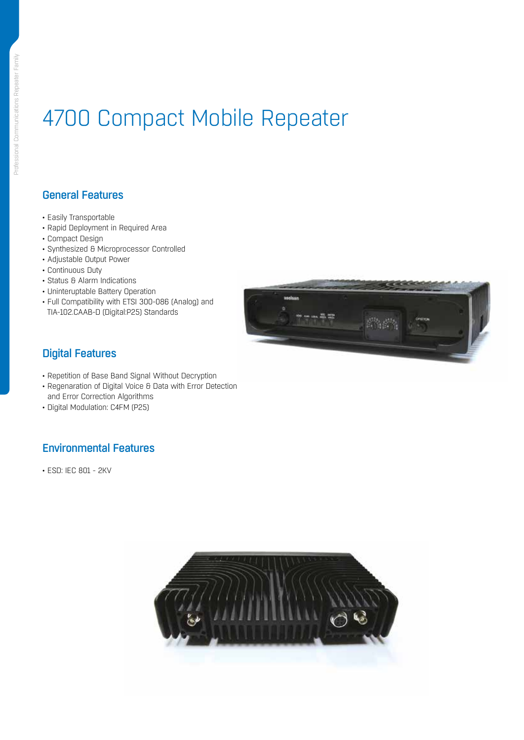# 4700 Compact Mobile Repeater

## General Features

- Easily Transportable
- Rapid Deployment in Required Area
- Compact Design
- Synthesized & Microprocessor Controlled
- Adjustable Output Power
- Continuous Duty
- Status & Alarm Indications
- Uninteruptable Battery Operation
- Full Compatibility with ETSI 300-086 (Analog) and TIA-102.CAAB-D (Digital:P25) Standards

## Digital Features

- Repetition of Base Band Signal Without Decryption
- Regenaration of Digital Voice & Data with Error Detection and Error Correction Algorithms
- Digital Modulation: C4FM (P25)

## Environmental Features

- ESD: IEC 801 - 2KV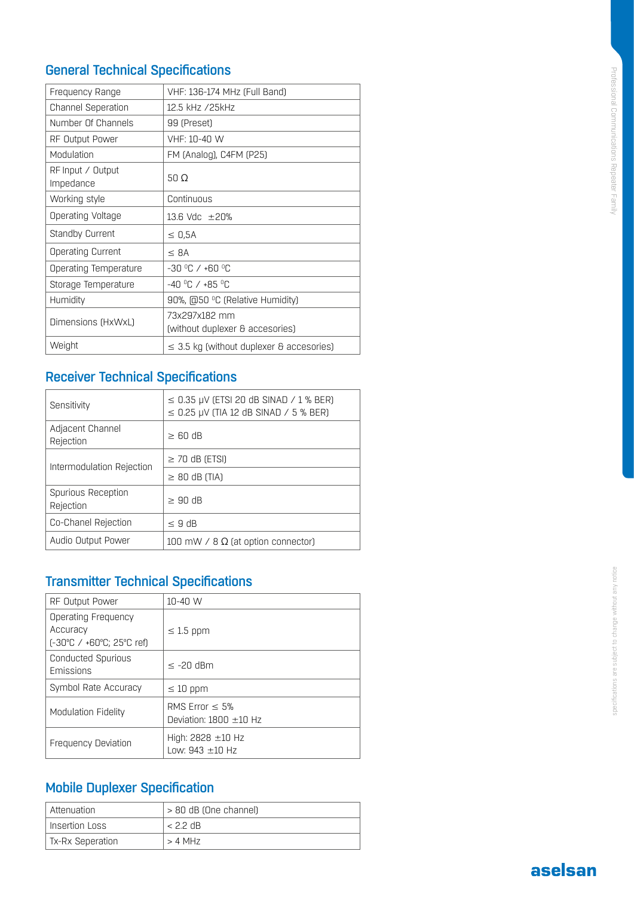## General Technical Specifications

| Frequency Range | VHF: 136-174 MHz (Full Band) |
|---|---|
| Channel Seperation | 12.5 kHz /25kHz |
| Number Of Channels | 99 (Preset) |
| RF Output Power | VHF: 10-40 W |
| Modulation | FM (Analog), C4FM (P25) |
| RF Input / Output Impedance | 50 Ω |
| Working style | Continuous |
| Operating Voltage | 13.6 Vdc ±20% |
| Standby Current | ≤ 0,5A |
| Operating Current | ≤ 8A |
| Operating Temperature | -30 ºC / +60 ºC |
| Storage Temperature | -40 ºC / +85 ºC |
| Humidity | 90%, @50 ºC (Relative Humidity) |
| Dimensions (HxWxL) | 73x297x182 mm (without duplexer & accesories) |
| Weight | ≤ 3.5 kg (without duplexer & accesories) |

## Receiver Technical Specifications

| Sensitivity | ≤ 0.35 µV (ETSI 20 dB SINAD / 1 % BER)<br>≤ 0.25 µV (TIA 12 dB SINAD / 5 % BER) |
|---|---|
| Adjacent Channel Rejection | ≥ 60 dB |
| Intermodulation Rejection | ≥ 70 dB (ETSI) |
| | ≥ 80 dB (TIA) |
| Spurious Reception Rejection | ≥ 90 dB |
| Co-Chanel Rejection | ≤ 9 dB |
| Audio Output Power | 100 mW / 8 Ω (at option connector) |

## Transmitter Technical Specifications

| RF Output Power | 10-40 W |
|---|---|
| Operating Frequency Accuracy (-30°C / +60°C; 25°C ref) | ≤ 1.5 ppm |
| Conducted Spurious Emissions | ≤ -20 dBm |
| Symbol Rate Accuracy | ≤ 10 ppm |
| Modulation Fidelity | RMS Error ≤ 5%<br>Deviation: 1800 ±10 Hz |
| Frequency Deviation | High: 2828 ±10 Hz<br>Low: 943 ±10 Hz |

## Mobile Duplexer Specification

| Attenuation | > 80 dB (One channel) |
|---|---|
| Insertion Loss | < 2.2 dB |
| Tx-Rx Seperation | > 4 MHz |

Specifications are subject to change without any notice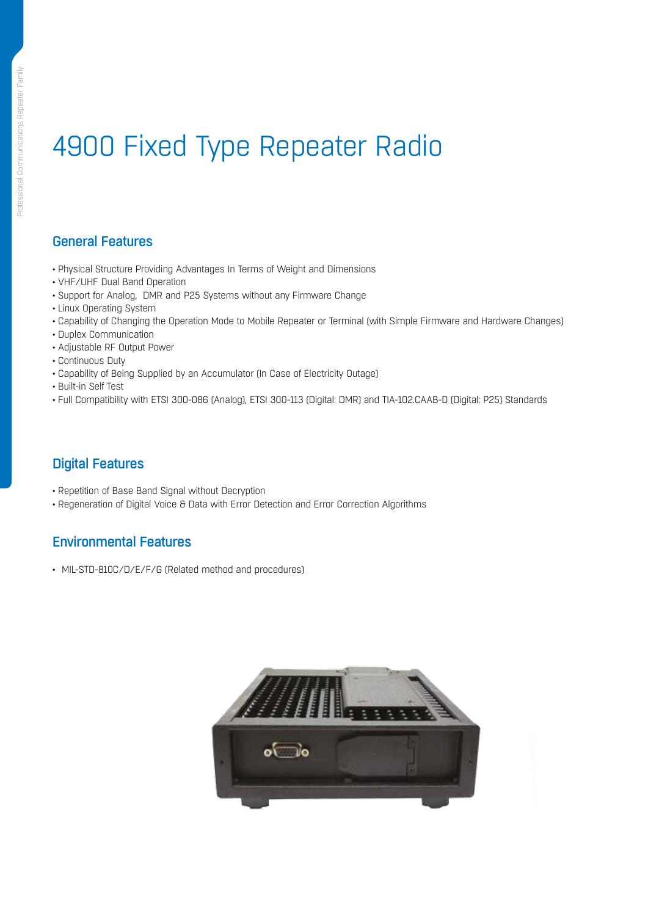# 4900 Fixed Type Repeater Radio

## General Features

- Physical Structure Providing Advantages In Terms of Weight and Dimensions
- VHF/UHF Dual Band Operation
- Support for Analog,  DMR and P25 Systems without any Firmware Change
- Linux Operating System
- Capability of Changing the Operation Mode to Mobile Repeater or Terminal (with Simple Firmware and Hardware Changes)
- Duplex Communication
- Adjustable RF Output Power
- Continuous Duty
- Capability of Being Supplied by an Accumulator (In Case of Electricity Outage)
- Built-in Self Test
- Full Compatibility with ETSI 300-086 (Analog), ETSI 300-113 (Digital: DMR) and TIA-102.CAAB-D (Digital: P25) Standards

## Digital Features

- Repetition of Base Band Signal without Decryption
- Regeneration of Digital Voice & Data with Error Detection and Error Correction Algorithms

## Environmental Features

- MIL-STD-810C/D/E/F/G (Related method and procedures)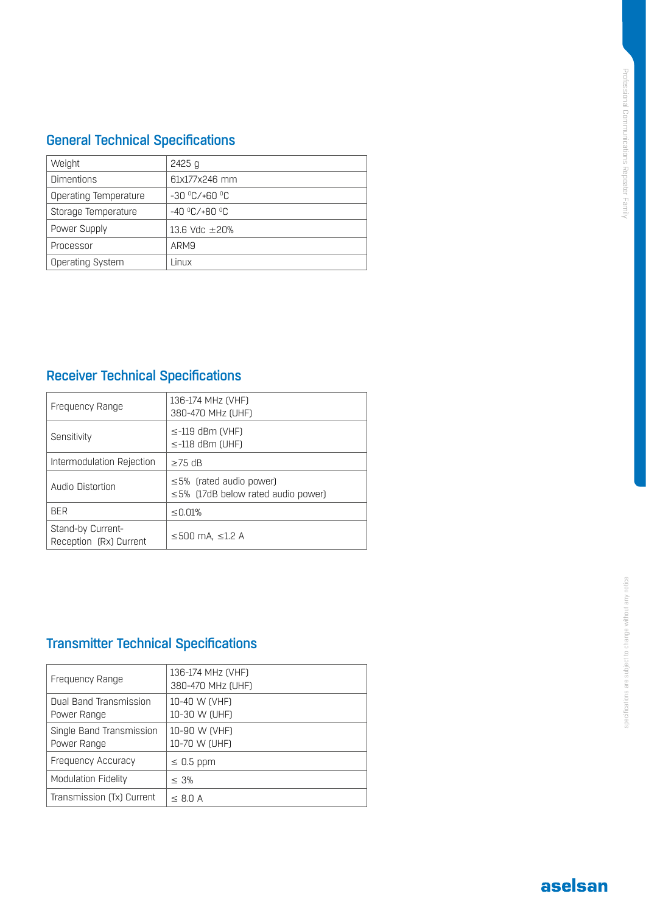## General Technical Specifications

| Weight | 2425 g |
|---|---|
| Dimentions | 61x177x246 mm |
| Operating Temperature | -30 $^0$C/+60 $^0$C |
| Storage Temperature | -40 $^0$C/+80 $^0$C |
| Power Supply | 13.6 Vdc ±20% |
| Processor | ARM9 |
| Operating System | Linux |

## Receiver Technical Specifications

| Frequency Range | 136-174 MHz (VHF)<br>380-470 MHz (UHF) |
|---|---|
| Sensitivity | ≤-119 dBm (VHF)<br>≤-118 dBm (UHF) |
| Intermodulation Rejection | ≥75 dB |
| Audio Distortion | ≤5% (rated audio power)<br>≤5% (17dB below rated audio power) |
| BER | ≤0.01% |
| Stand-by Current-<br>Reception (Rx) Current | ≤500 mA, ≤1.2 A |

## Transmitter Technical Specifications

| Frequency Range | 136-174 MHz (VHF)<br>380-470 MHz (UHF) |
|---|---|
| Dual Band Transmission Power Range | 10-40 W (VHF)<br>10-30 W (UHF) |
| Single Band Transmission Power Range | 10-90 W (VHF)<br>10-70 W (UHF) |
| Frequency Accuracy | ≤ 0.5 ppm |
| Modulation Fidelity | ≤ 3% |
| Transmission (Tx) Current | ≤ 8.0 A |

Specifications are subject to change without any notice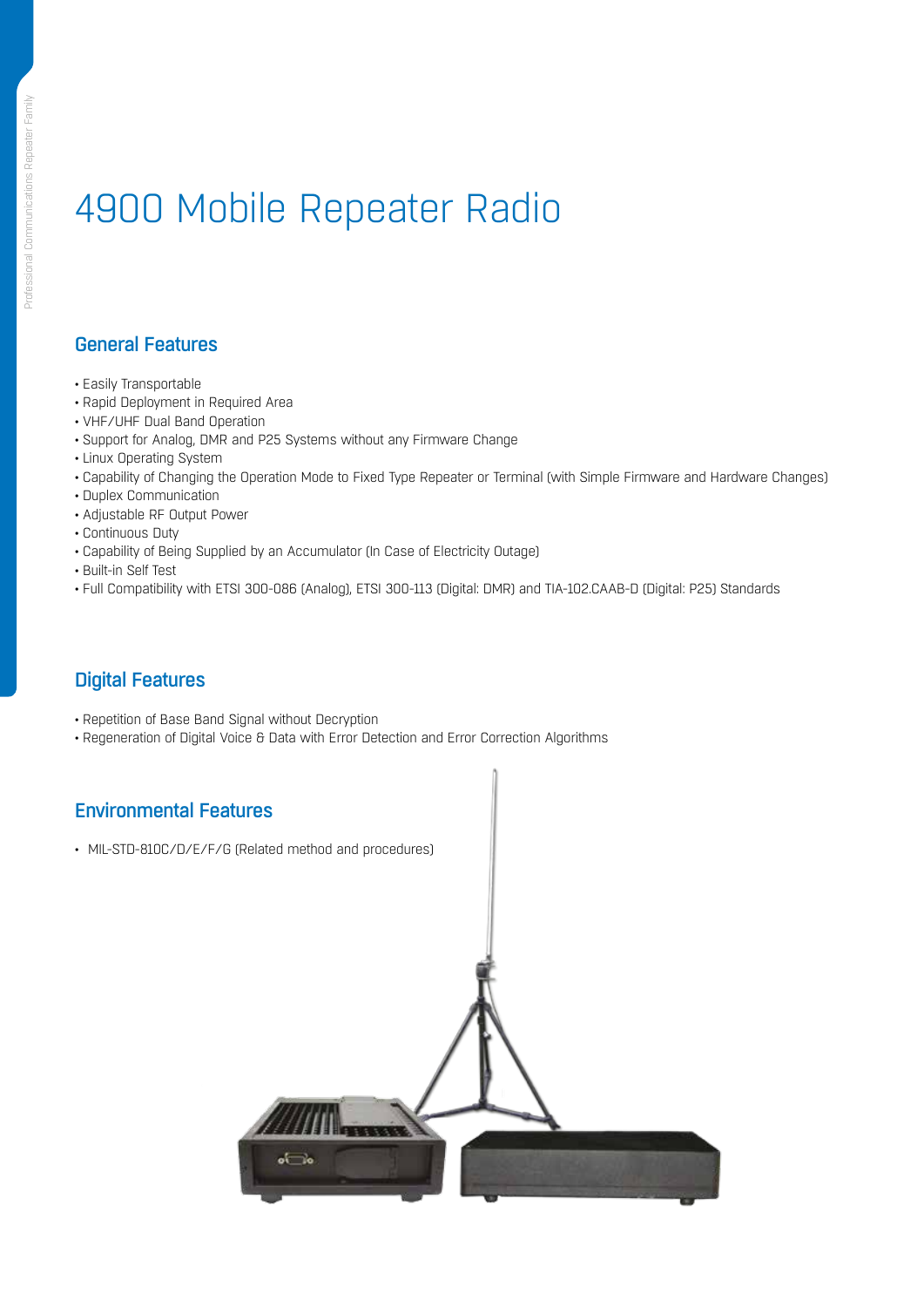# 4900 Mobile Repeater Radio

## General Features

- Easily Transportable
- Rapid Deployment in Required Area
- VHF/UHF Dual Band Operation
- Support for Analog, DMR and P25 Systems without any Firmware Change
- Linux Operating System
- Capability of Changing the Operation Mode to Fixed Type Repeater or Terminal (with Simple Firmware and Hardware Changes)
- Duplex Communication
- Adjustable RF Output Power
- Continuous Duty
- Capability of Being Supplied by an Accumulator (In Case of Electricity Outage)
- Built-in Self Test
- Full Compatibility with ETSI 300-086 (Analog), ETSI 300-113 (Digital: DMR) and TIA-102.CAAB-D (Digital: P25) Standards

## Digital Features

- Repetition of Base Band Signal without Decryption
- Regeneration of Digital Voice & Data with Error Detection and Error Correction Algorithms

## Environmental Features

- MIL-STD-810C/D/E/F/G (Related method and procedures)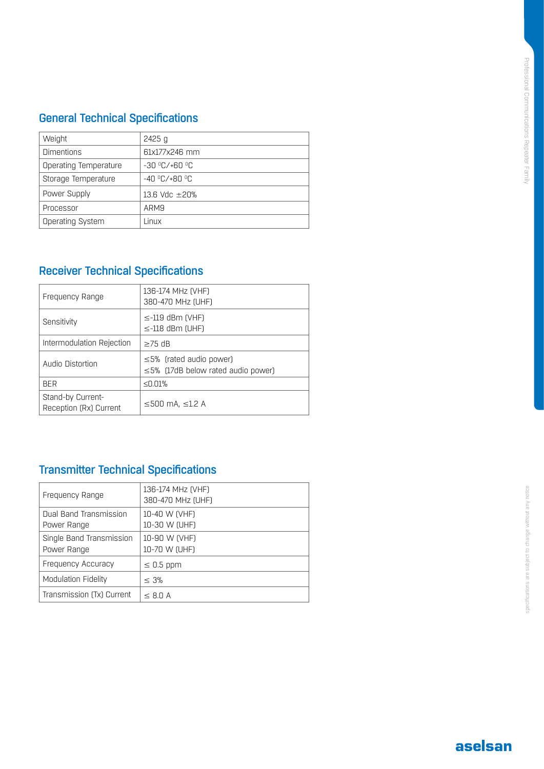## General Technical Specifications

| | |
|---|---|
| Weight | 2425 g |
| Dimentions | 61x177x246 mm |
| Operating Temperature | -30 ºC/+60 ºC |
| Storage Temperature | -40 ºC/+80 ºC |
| Power Supply | 13.6 Vdc ±20% |
| Processor | ARM9 |
| Operating System | Linux |

## Receiver Technical Specifications

| | |
|---|---|
| Frequency Range | 136-174 MHz (VHF)<br>380-470 MHz (UHF) |
| Sensitivity | ≤-119 dBm (VHF)<br>≤-118 dBm (UHF) |
| Intermodulation Rejection | ≥75 dB |
| Audio Distortion | ≤5% (rated audio power)<br>≤5% (17dB below rated audio power) |
| BER | ≤0.01% |
| Stand-by Current-<br>Reception (Rx) Current | ≤500 mA, ≤1.2 A |

## Transmitter Technical Specifications

| | |
|---|---|
| Frequency Range | 136-174 MHz (VHF)<br>380-470 MHz (UHF) |
| Dual Band Transmission Power Range | 10-40 W (VHF)<br>10-30 W (UHF) |
| Single Band Transmission Power Range | 10-90 W (VHF)<br>10-70 W (UHF) |
| Frequency Accuracy | ≤ 0.5 ppm |
| Modulation Fidelity | ≤ 3% |
| Transmission (Tx) Current | ≤ 8.0 A |

Specifications are subject to change without any notice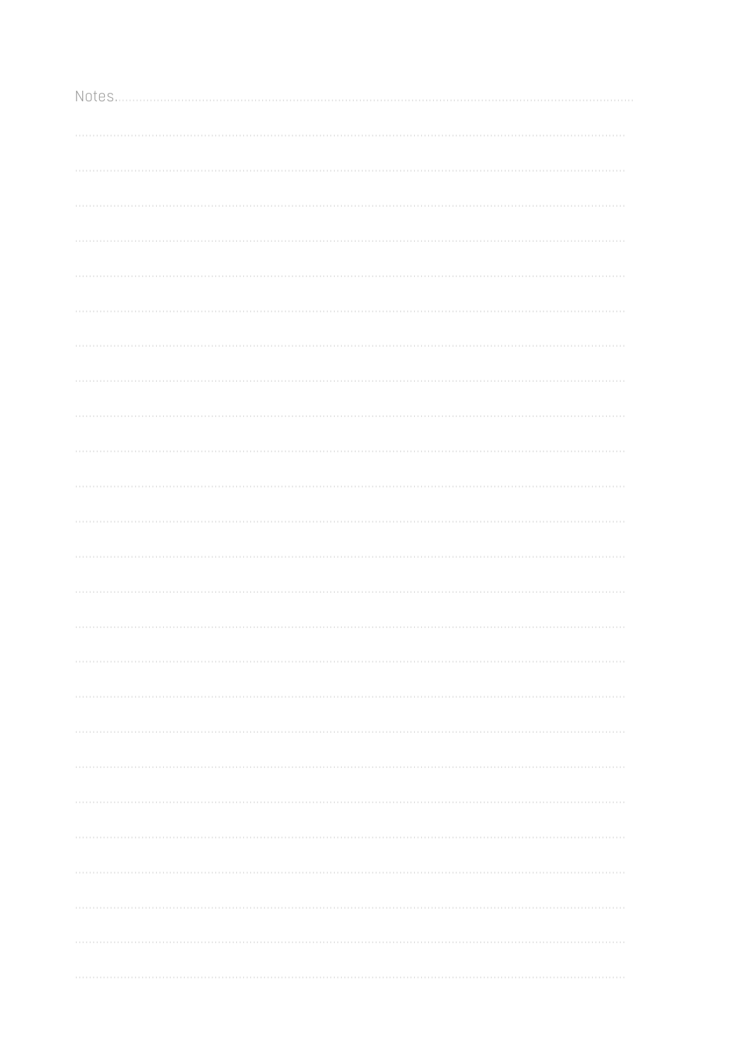Notes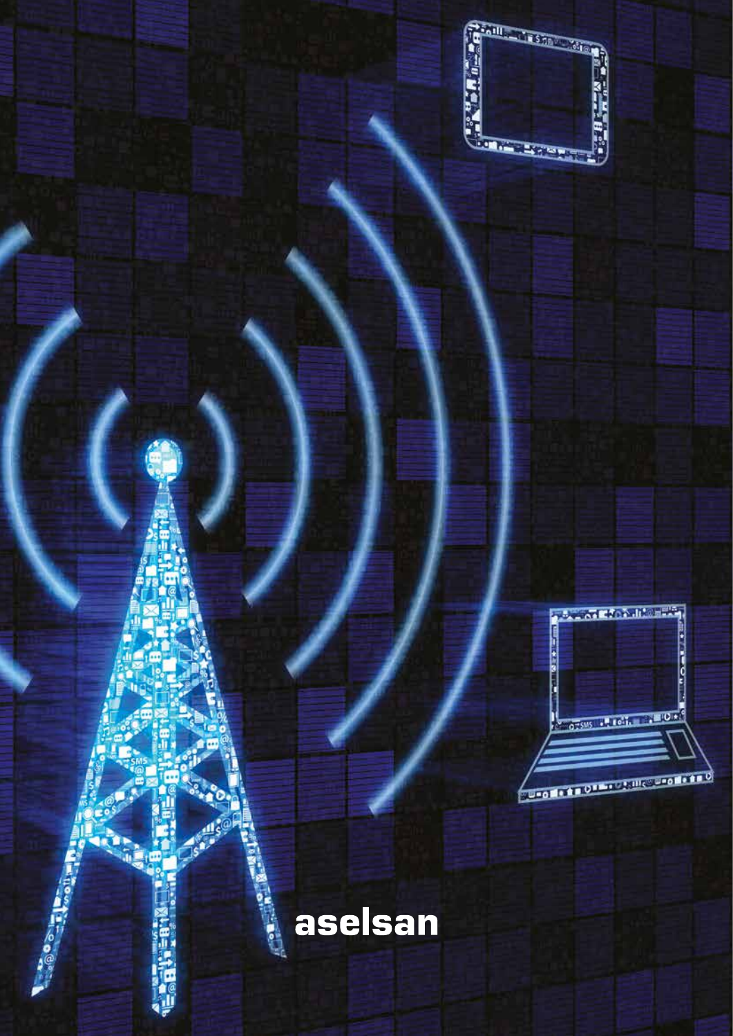aselsan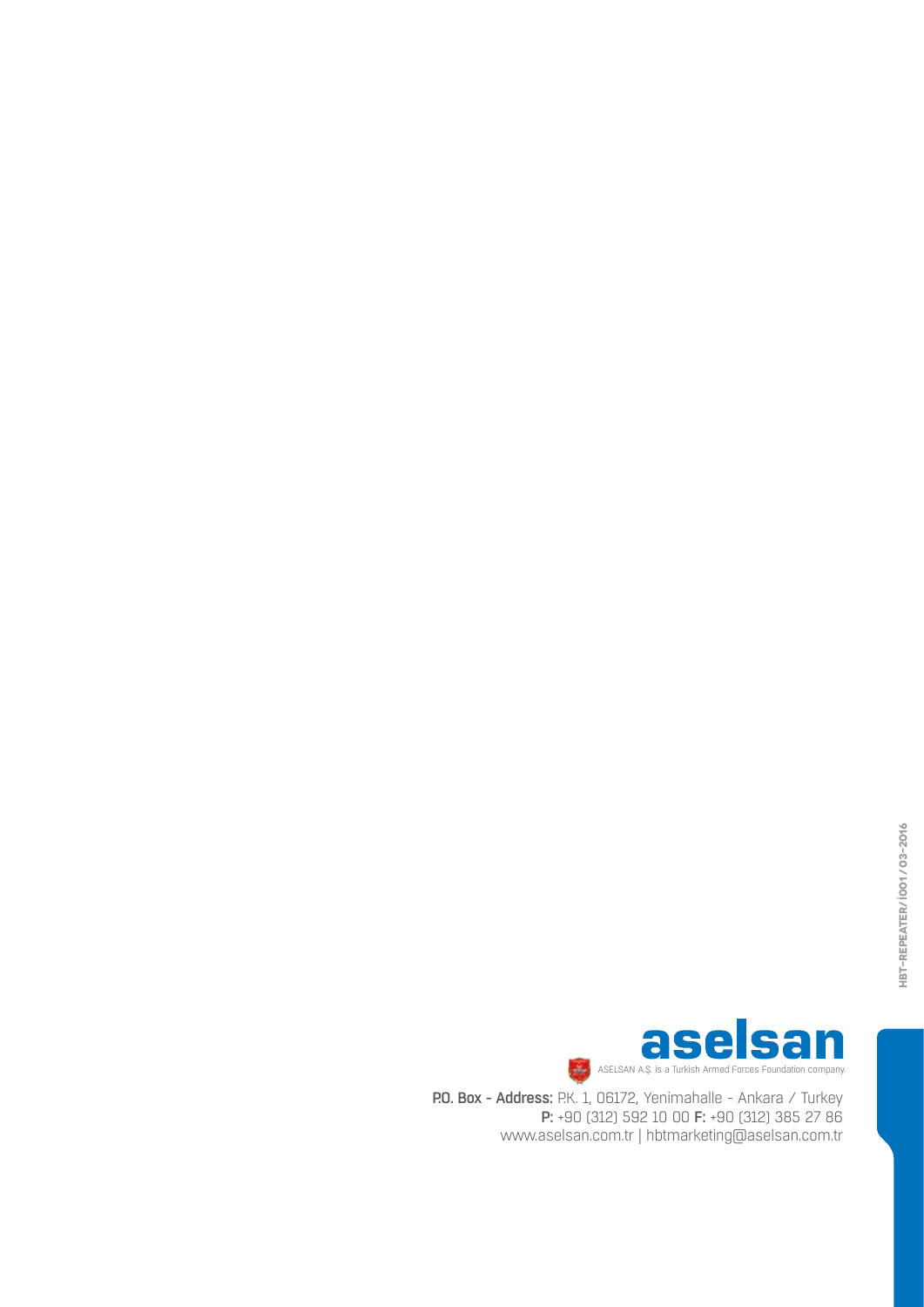HBT-REPEATER/İ001/03-2016

aselsan

ASELSAN A.Ş. is a Turkish Armed Forces Foundation company.

**P.O. Box - Address:** P.K. 1, 06172, Yenimahalle - Ankara / Turkey
**P:** +90 (312) 592 10 00 **F:** +90 (312) 385 27 86
www.aselsan.com.tr | hbtmarketing@aselsan.com.tr